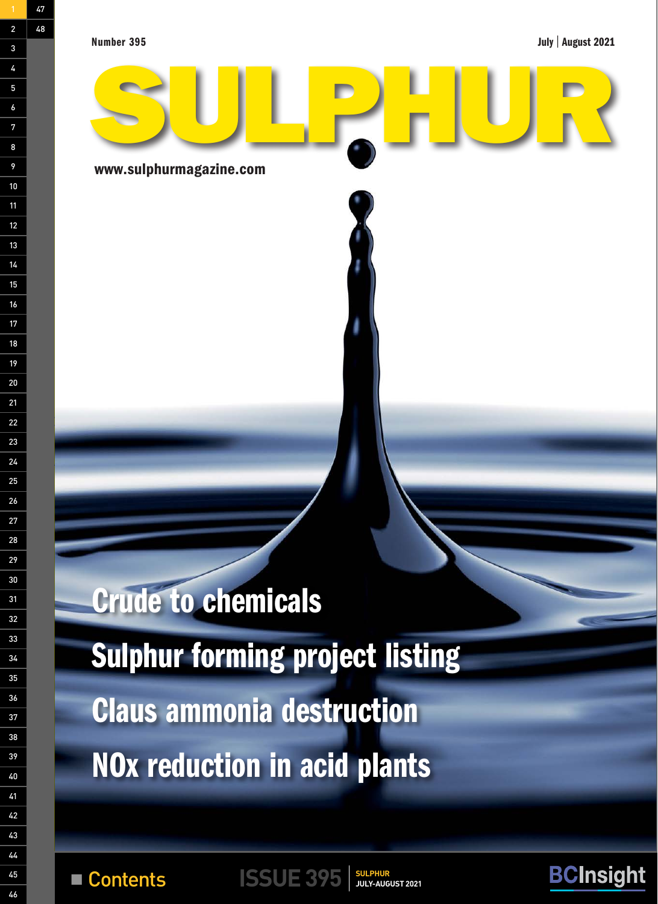Number 395

July | August 2021

# SULPHUR

www.sulphurmagazine.com

## Crude to chemicals

## Sulphur forming project listing

## Claus ammonia destruction

## NOx reduction in acid plants

Contents

ISSUE 395 | SULPHUR JULY-AUGUST 2021

BCInsight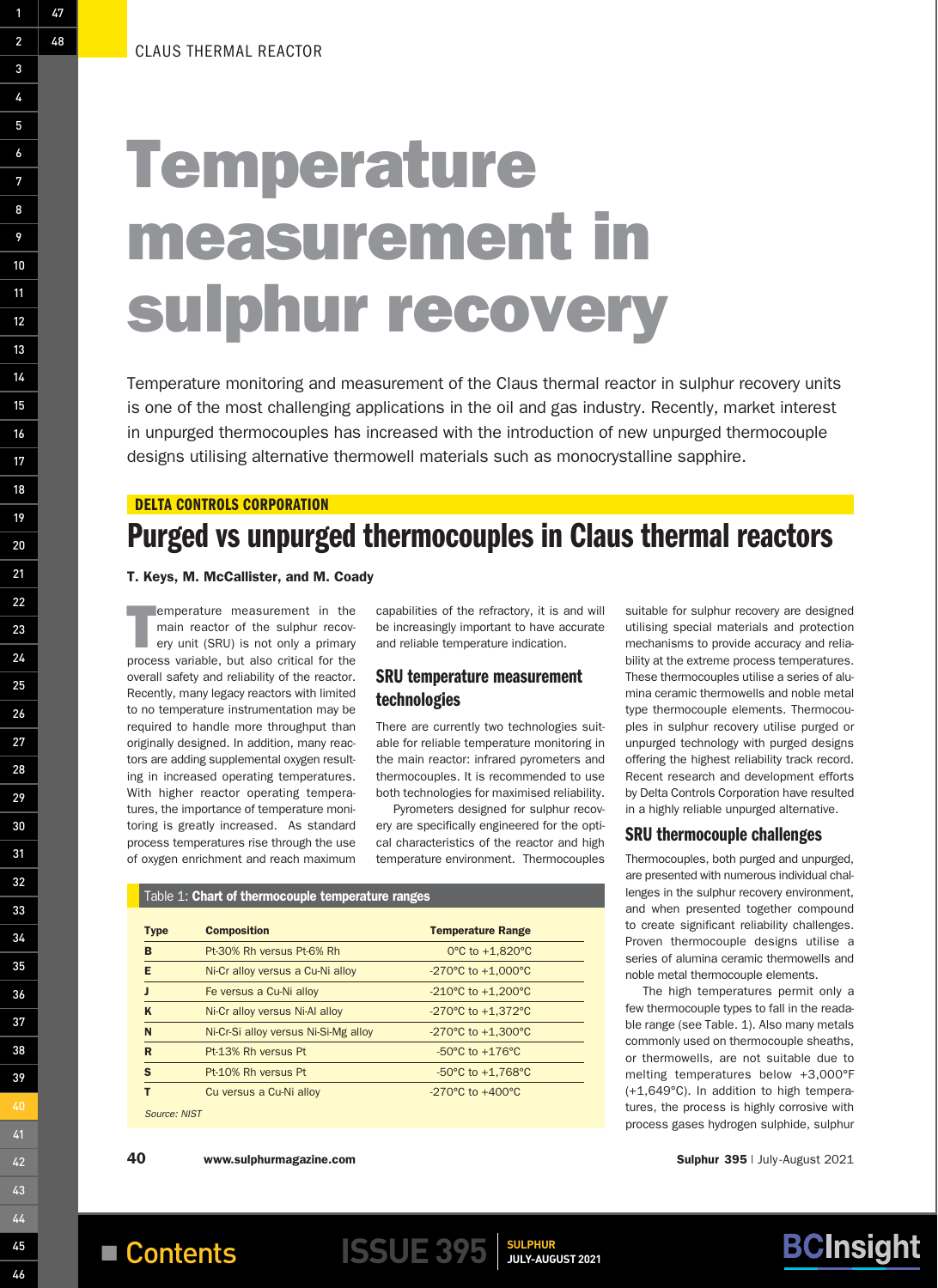# Temperature measurement in sulphur recovery

Temperature monitoring and measurement of the Claus thermal reactor in sulphur recovery units is one of the most challenging applications in the oil and gas industry. Recently, market interest in unpurged thermocouples has increased with the introduction of new unpurged thermocouple designs utilising alternative thermowell materials such as monocrystalline sapphire.

**DELTA CONTROLS CORPORATION**

## Purged vs unpurged thermocouples in Claus thermal reactors

**T. Keys, M. McCallister, and M. Coady**

Temperature measurement in the main reactor of the sulphur recovery unit (SRU) is not only a primary process variable, but also critical for the overall safety and reliability of the reactor. Recently, many legacy reactors with limited to no temperature instrumentation may be required to handle more throughput than originally designed. In addition, many reactors are adding supplemental oxygen resulting in increased operating temperatures. With higher reactor operating temperatures, the importance of temperature monitoring is greatly increased. As standard process temperatures rise through the use of oxygen enrichment and reach maximum capabilities of the refractory, it is and will be increasingly important to have accurate and reliable temperature indication.

### SRU temperature measurement technologies

There are currently two technologies suitable for reliable temperature monitoring in the main reactor: infrared pyrometers and thermocouples. It is recommended to use both technologies for maximised reliability.

Pyrometers designed for sulphur recovery are specifically engineered for the optical characteristics of the reactor and high temperature environment. Thermocouples suitable for sulphur recovery are designed utilising special materials and protection mechanisms to provide accuracy and reliability at the extreme process temperatures. These thermocouples utilise a series of alumina ceramic thermowells and noble metal type thermocouple elements. Thermocouples in sulphur recovery utilise purged or unpurged technology with purged designs offering the highest reliability track record. Recent research and development efforts by Delta Controls Corporation have resulted in a highly reliable unpurged alternative.

### SRU thermocouple challenges

Thermocouples, both purged and unpurged, are presented with numerous individual challenges in the sulphur recovery environment, and when presented together compound to create significant reliability challenges. Proven thermocouple designs utilise a series of alumina ceramic thermowells and noble metal thermocouple elements.

The high temperatures permit only a few thermocouple types to fall in the readable range (see Table. 1). Also many metals commonly used on thermocouple sheaths, or thermowells, are not suitable due to melting temperatures below +3,000°F (+1,649°C). In addition to high temperatures, the process is highly corrosive with process gases hydrogen sulphide, sulphur

Table 1: **Chart of thermocouple temperature ranges**

| Type | Composition | Temperature Range |
|---|---|---|
| B | Pt-30% Rh versus Pt-6% Rh | 0°C to +1,820°C |
| E | Ni-Cr alloy versus a Cu-Ni alloy | -270°C to +1,000°C |
| J | Fe versus a Cu-Ni alloy | -210°C to +1,200°C |
| K | Ni-Cr alloy versus Ni-Al alloy | -270°C to +1,372°C |
| N | Ni-Cr-Si alloy versus Ni-Si-Mg alloy | -270°C to +1,300°C |
| R | Pt-13% Rh versus Pt | -50°C to +176°C |
| S | Pt-10% Rh versus Pt | -50°C to +1,768°C |
| T | Cu versus a Cu-Ni alloy | -270°C to +400°C |

*Source: NIST*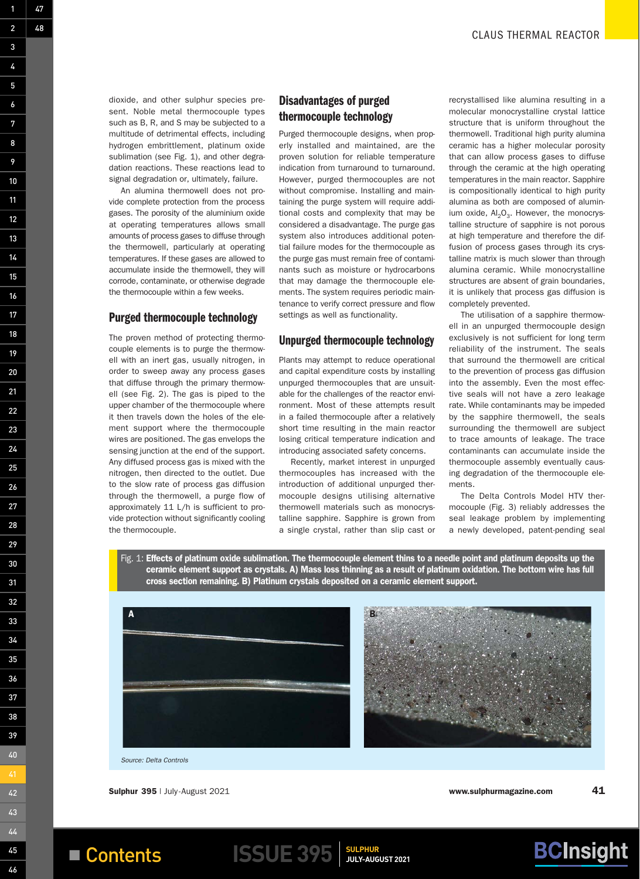dioxide, and other sulphur species present. Noble metal thermocouple types such as B, R, and S may be subjected to a multitude of detrimental effects, including hydrogen embrittlement, platinum oxide sublimation (see Fig. 1), and other degradation reactions. These reactions lead to signal degradation or, ultimately, failure.

An alumina thermowell does not provide complete protection from the process gases. The porosity of the aluminium oxide at operating temperatures allows small amounts of process gases to diffuse through the thermowell, particularly at operating temperatures. If these gases are allowed to accumulate inside the thermowell, they will corrode, contaminate, or otherwise degrade the thermocouple within a few weeks.

## Purged thermocouple technology

The proven method of protecting thermocouple elements is to purge the thermowell with an inert gas, usually nitrogen, in order to sweep away any process gases that diffuse through the primary thermowell (see Fig. 2). The gas is piped to the upper chamber of the thermocouple where it then travels down the holes of the element support where the thermocouple wires are positioned. The gas envelops the sensing junction at the end of the support. Any diffused process gas is mixed with the nitrogen, then directed to the outlet. Due to the slow rate of process gas diffusion through the thermowell, a purge flow of approximately 11 L/h is sufficient to provide protection without significantly cooling the thermocouple.

## Disadvantages of purged thermocouple technology

Purged thermocouple designs, when properly installed and maintained, are the proven solution for reliable temperature indication from turnaround to turnaround. However, purged thermocouples are not without compromise. Installing and maintaining the purge system will require additional costs and complexity that may be considered a disadvantage. The purge gas system also introduces additional potential failure modes for the thermocouple as the purge gas must remain free of contaminants such as moisture or hydrocarbons that may damage the thermocouple elements. The system requires periodic maintenance to verify correct pressure and flow settings as well as functionality.

## Unpurged thermocouple technology

Plants may attempt to reduce operational and capital expenditure costs by installing unpurged thermocouples that are unsuitable for the challenges of the reactor environment. Most of these attempts result in a failed thermocouple after a relatively short time resulting in the main reactor losing critical temperature indication and introducing associated safety concerns.

Recently, market interest in unpurged thermocouples has increased with the introduction of additional unpurged thermocouple designs utilising alternative thermowell materials such as monocrystalline sapphire. Sapphire is grown from a single crystal, rather than slip cast or recrystallised like alumina resulting in a molecular monocrystalline crystal lattice structure that is uniform throughout the thermowell. Traditional high purity alumina ceramic has a higher molecular porosity that can allow process gases to diffuse through the ceramic at the high operating temperatures in the main reactor. Sapphire is compositionally identical to high purity alumina as both are composed of aluminium oxide, $Al_2O_3$. However, the monocrystalline structure of sapphire is not porous at high temperature and therefore the diffusion of process gases through its crystalline matrix is much slower than through alumina ceramic. While monocrystalline structures are absent of grain boundaries, it is unlikely that process gas diffusion is completely prevented.

The utilisation of a sapphire thermowell in an unpurged thermocouple design exclusively is not sufficient for long term reliability of the instrument. The seals that surround the thermowell are critical to the prevention of process gas diffusion into the assembly. Even the most effective seals will not have a zero leakage rate. While contaminants may be impeded by the sapphire thermowell, the seals surrounding the thermowell are subject to trace amounts of leakage. The trace contaminants can accumulate inside the thermocouple assembly eventually causing degradation of the thermocouple elements.

The Delta Controls Model HTV thermocouple (Fig. 3) reliably addresses the seal leakage problem by implementing a newly developed, patent-pending seal

Fig. 1: **Effects of platinum oxide sublimation. The thermocouple element thins to a needle point and platinum deposits up the ceramic element support as crystals. A) Mass loss thinning as a result of platinum oxidation. The bottom wire has full cross section remaining. B) Platinum crystals deposited on a ceramic element support.**

*Source: Delta Controls*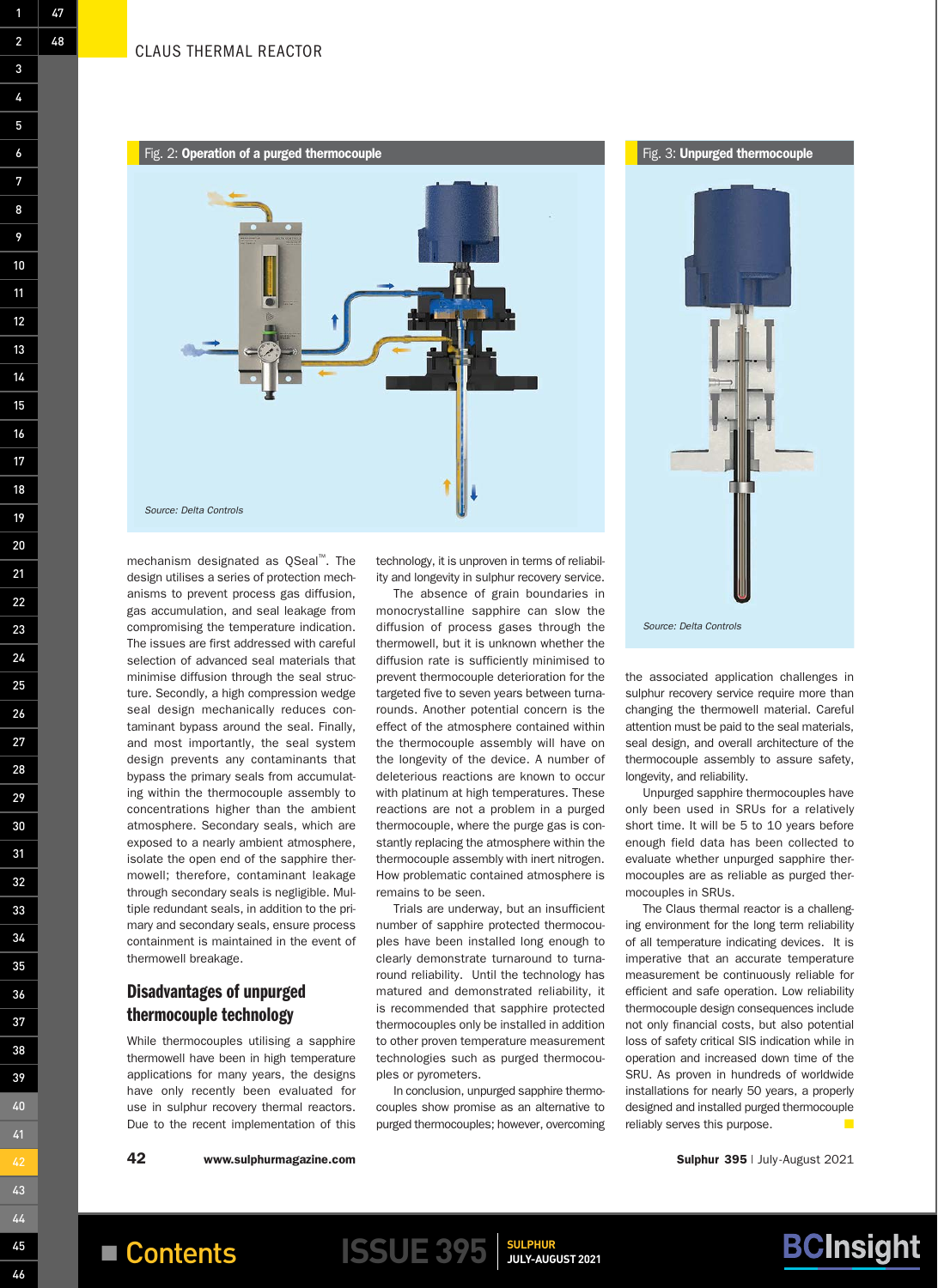Fig. 2: **Operation of a purged thermocouple**

*Source: Delta Controls*

Fig. 3: **Unpurged thermocouple**

*Source: Delta Controls*

mechanism designated as QSeal™. The design utilises a series of protection mechanisms to prevent process gas diffusion, gas accumulation, and seal leakage from compromising the temperature indication. The issues are first addressed with careful selection of advanced seal materials that minimise diffusion through the seal structure. Secondly, a high compression wedge seal design mechanically reduces contaminant bypass around the seal. Finally, and most importantly, the seal system design prevents any contaminants that bypass the primary seals from accumulating within the thermocouple assembly to concentrations higher than the ambient atmosphere. Secondary seals, which are exposed to a nearly ambient atmosphere, isolate the open end of the sapphire thermowell; therefore, contaminant leakage through secondary seals is negligible. Multiple redundant seals, in addition to the primary and secondary seals, ensure process containment is maintained in the event of thermowell breakage.

## Disadvantages of unpurged thermocouple technology

While thermocouples utilising a sapphire thermowell have been in high temperature applications for many years, the designs have only recently been evaluated for use in sulphur recovery thermal reactors. Due to the recent implementation of this technology, it is unproven in terms of reliability and longevity in sulphur recovery service.

The absence of grain boundaries in monocrystalline sapphire can slow the diffusion of process gases through the thermowell, but it is unknown whether the diffusion rate is sufficiently minimised to prevent thermocouple deterioration for the targeted five to seven years between turnarounds. Another potential concern is the effect of the atmosphere contained within the thermocouple assembly will have on the longevity of the device. A number of deleterious reactions are known to occur with platinum at high temperatures. These reactions are not a problem in a purged thermocouple, where the purge gas is constantly replacing the atmosphere within the thermocouple assembly with inert nitrogen. How problematic contained atmosphere is remains to be seen.

Trials are underway, but an insufficient number of sapphire protected thermocouples have been installed long enough to clearly demonstrate turnaround to turnaround reliability. Until the technology has matured and demonstrated reliability, it is recommended that sapphire protected thermocouples only be installed in addition to other proven temperature measurement technologies such as purged thermocouples or pyrometers.

In conclusion, unpurged sapphire thermocouples show promise as an alternative to purged thermocouples; however, overcoming the associated application challenges in sulphur recovery service require more than changing the thermowell material. Careful attention must be paid to the seal materials, seal design, and overall architecture of the thermocouple assembly to assure safety, longevity, and reliability.

Unpurged sapphire thermocouples have only been used in SRUs for a relatively short time. It will be 5 to 10 years before enough field data has been collected to evaluate whether unpurged sapphire thermocouples are as reliable as purged thermocouples in SRUs.

The Claus thermal reactor is a challenging environment for the long term reliability of all temperature indicating devices. It is imperative that an accurate temperature measurement be continuously reliable for efficient and safe operation. Low reliability thermocouple design consequences include not only financial costs, but also potential loss of safety critical SIS indication while in operation and increased down time of the SRU. As proven in hundreds of worldwide installations for nearly 50 years, a properly designed and installed purged thermocouple reliably serves this purpose. ■